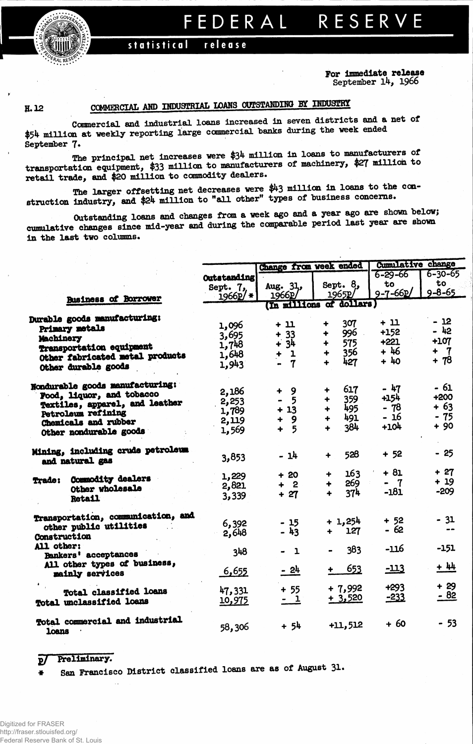# FEDERAL RESERVE

**statistical release**

**For immediate release**
September 14, 1966

H.12

## COMMERCIAL AND INDUSTRIAL LOANS OUTSTANDING BY INDUSTRY

Commercial and industrial loans increased in seven districts and a net of $54 million at weekly reporting large commercial banks during the week ended September 7.

The principal net increases were $34 million in loans to manufacturers of transportation equipment, $33 million to manufacturers of machinery, $27 million to retail trade, and $20 million to commodity dealers.

The larger offsetting net decreases were $43 million in loans to the construction industry, and $24 million to "all other" types of business concerns.

Outstanding loans and changes from a week ago and a year ago are shown below; cumulative changes since mid-year and during the comparable period last year are shown in the last two columns.

| Business of Borrower | Outstanding Sept. 7, 1966p/ * | Change from week ended Aug. 31, 1966p/ | Change from week ended Sept. 8, 1965p/ | Cumulative change 6-29-66 to 9-7-66p/ | Cumulative change 6-30-65 to 9-8-65 |
|---|---|---|---|---|---|
| | (In millions of dollars) | | | | |
| **Durable goods manufacturing:** | | | | | |
| Primary metals | 1,096 | + 11 | + 307 | + 11 | - 12 |
| Machinery | 3,695 | + 33 | + 996 | +152 | - 42 |
| Transportation equipment | 1,748 | + 34 | + 575 | +221 | +107 |
| Other fabricated metal products | 1,648 | + 1 | + 356 | + 46 | + 7 |
| Other durable goods | 1,943 | - 7 | + 427 | + 40 | + 78 |
| **Nondurable goods manufacturing:** | | | | | |
| Food, liquor, and tobacco | 2,186 | + 9 | + 617 | - 47 | - 61 |
| Textiles, apparel, and leather | 2,253 | - 5 | + 359 | +154 | +200 |
| Petroleum refining | 1,789 | + 13 | + 495 | - 78 | + 63 |
| Chemicals and rubber | 2,119 | + 9 | + 491 | - 16 | - 75 |
| Other nondurable goods | 1,569 | + 5 | + 384 | +104 | + 90 |
| **Mining, including crude petroleum and natural gas** | 3,853 | - 14 | + 528 | + 52 | - 25 |
| **Trade:** Commodity dealers | 1,229 | + 20 | + 163 | + 81 | + 27 |
| Other wholesale | 2,821 | + 2 | + 269 | - 7 | + 19 |
| Retail | 3,339 | + 27 | + 374 | -181 | -209 |
| **Transportation, communication, and other public utilities** | 6,392 | - 15 | + 1,254 | + 52 | - 31 |
| **Construction** | 2,648 | - 43 | + 127 | - 62 | -- |
| **All other:** | | | | | |
| Bankers' acceptances | 348 | - 1 | - 383 | -116 | -151 |
| All other types of business, mainly services | 6,655 | - 24 | + 653 | -113 | + 44 |
| **Total classified loans** | 47,331 | + 55 | + 7,992 | +293 | + 29 |
| **Total unclassified loans** | 10,975 | - 1 | + 3,520 | -233 | - 82 |
| **Total commercial and industrial loans** | 58,306 | + 54 | +11,512 | + 60 | - 53 |

p/ Preliminary.

\* San Francisco District classified loans are as of August 31.

Digitized for FRASER
http://fraser.stlouisfed.org/
Federal Reserve Bank of St. Louis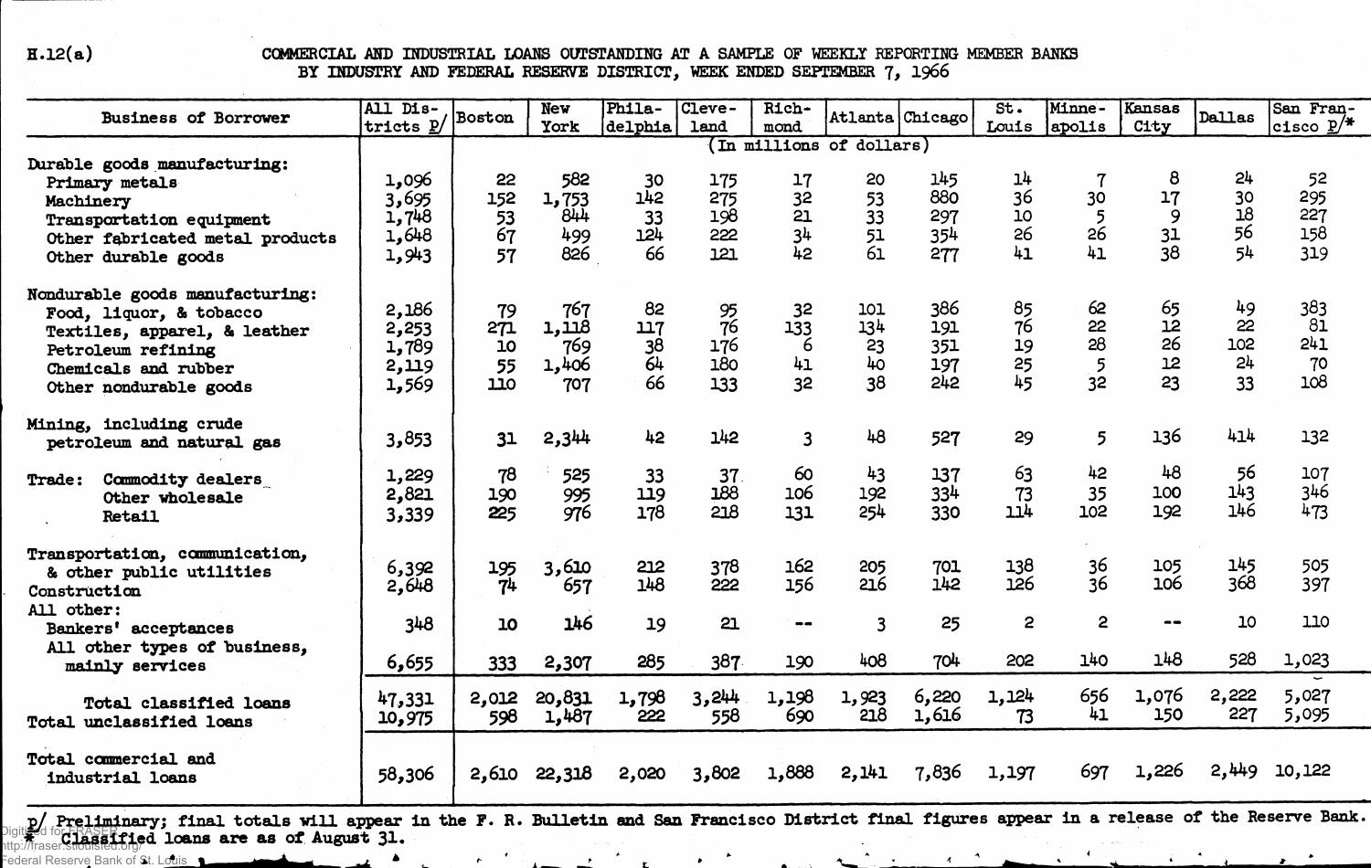H.12(a)

COMMERCIAL AND INDUSTRIAL LOANS OUTSTANDING AT A SAMPLE OF WEEKLY REPORTING MEMBER BANKS BY INDUSTRY AND FEDERAL RESERVE DISTRICT, WEEK ENDED SEPTEMBER 7, 1966

| Business of Borrower | All Districts p/ | Boston | New York | Philadelphia | Cleveland | Richmond | Atlanta | Chicago | St. Louis | Minneapolis | Kansas City | Dallas | San Francisco p/* |
|---|---|---|---|---|---|---|---|---|---|---|---|---|---|
| | | (In millions of dollars) | | | | | | | | | | | |
| **Durable goods manufacturing:** | | | | | | | | | | | | | |
| Primary metals | 1,096 | 22 | 582 | 30 | 175 | 17 | 20 | 145 | 14 | 7 | 8 | 24 | 52 |
| Machinery | 3,695 | 152 | 1,753 | 142 | 275 | 32 | 53 | 880 | 36 | 30 | 17 | 30 | 295 |
| Transportation equipment | 1,748 | 53 | 844 | 33 | 198 | 21 | 33 | 297 | 10 | 5 | 9 | 18 | 227 |
| Other fabricated metal products | 1,648 | 67 | 499 | 124 | 222 | 34 | 51 | 354 | 26 | 26 | 31 | 56 | 158 |
| Other durable goods | 1,943 | 57 | 826 | 66 | 121 | 42 | 61 | 277 | 41 | 41 | 38 | 54 | 319 |
| **Nondurable goods manufacturing:** | | | | | | | | | | | | | |
| Food, liquor, & tobacco | 2,186 | 79 | 767 | 82 | 95 | 32 | 101 | 386 | 85 | 62 | 65 | 49 | 383 |
| Textiles, apparel, & leather | 2,253 | 271 | 1,118 | 117 | 76 | 133 | 134 | 191 | 76 | 22 | 12 | 22 | 81 |
| Petroleum refining | 1,789 | 10 | 769 | 38 | 176 | 6 | 23 | 351 | 19 | 28 | 26 | 102 | 241 |
| Chemicals and rubber | 2,119 | 55 | 1,406 | 64 | 180 | 41 | 40 | 197 | 25 | 5 | 12 | 24 | 70 |
| Other nondurable goods | 1,569 | 110 | 707 | 66 | 133 | 32 | 38 | 242 | 45 | 32 | 23 | 33 | 108 |
| Mining, including crude petroleum and natural gas | 3,853 | 31 | 2,344 | 42 | 142 | 3 | 48 | 527 | 29 | 5 | 136 | 414 | 132 |
| Trade: Commodity dealers | 1,229 | 78 | 525 | 33 | 37 | 60 | 43 | 137 | 63 | 42 | 48 | 56 | 107 |
| Other wholesale | 2,821 | 190 | 995 | 119 | 188 | 106 | 192 | 334 | 73 | 35 | 100 | 143 | 346 |
| Retail | 3,339 | 225 | 976 | 178 | 218 | 131 | 254 | 330 | 114 | 102 | 192 | 146 | 473 |
| Transportation, communication, & other public utilities | 6,392 | 195 | 3,610 | 212 | 378 | 162 | 205 | 701 | 138 | 36 | 105 | 145 | 505 |
| Construction | 2,648 | 74 | 657 | 148 | 222 | 156 | 216 | 142 | 126 | 36 | 106 | 368 | 397 |
| **All other:** | | | | | | | | | | | | | |
| Bankers' acceptances | 348 | 10 | 146 | 19 | 21 | -- | 3 | 25 | 2 | 2 | -- | 10 | 110 |
| All other types of business, mainly services | 6,655 | 333 | 2,307 | 285 | 387 | 190 | 408 | 704 | 202 | 140 | 148 | 528 | 1,023 |
| **Total classified loans** | 47,331 | 2,012 | 20,831 | 1,798 | 3,244 | 1,198 | 1,923 | 6,220 | 1,124 | 656 | 1,076 | 2,222 | 5,027 |
| Total unclassified loans | 10,975 | 598 | 1,487 | 222 | 558 | 690 | 218 | 1,616 | 73 | 41 | 150 | 227 | 5,095 |
| **Total commercial and industrial loans** | 58,306 | 2,610 | 22,318 | 2,020 | 3,802 | 1,888 | 2,141 | 7,836 | 1,197 | 697 | 1,226 | 2,449 | 10,122 |

p/ Preliminary; final totals will appear in the F. R. Bulletin and San Francisco District final figures appear in a release of the Reserve Bank.
\* Classified loans are as of August 31.